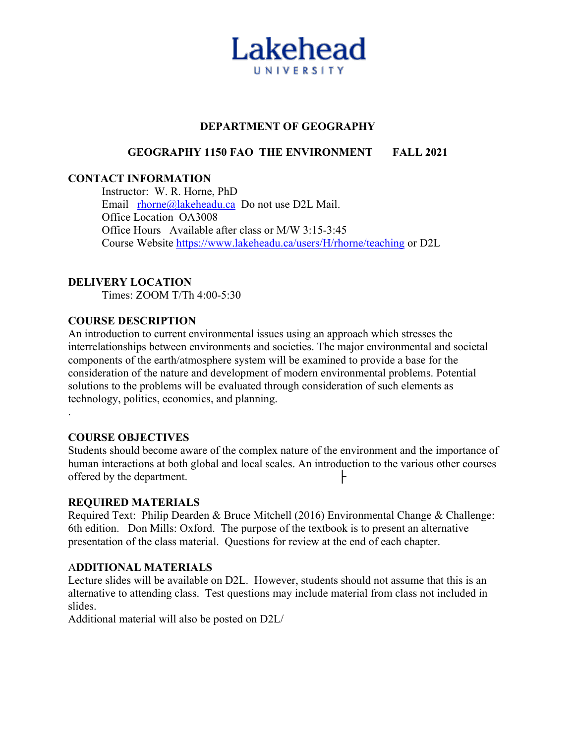**Lakehead**
UNIVERSITY

## DEPARTMENT OF GEOGRAPHY

### GEOGRAPHY 1150 FAO THE ENVIRONMENT FALL 2021

**CONTACT INFORMATION**

Instructor: W. R. Horne, PhD
Email rhorne@lakeheadu.ca Do not use D2L Mail.
Office Location OA3008
Office Hours Available after class or M/W 3:15-3:45
Course Website https://www.lakeheadu.ca/users/H/rhorne/teaching or D2L

**DELIVERY LOCATION**

Times: ZOOM T/Th 4:00-5:30

**COURSE DESCRIPTION**

An introduction to current environmental issues using an approach which stresses the interrelationships between environments and societies. The major environmental and societal components of the earth/atmosphere system will be examined to provide a base for the consideration of the nature and development of modern environmental problems. Potential solutions to the problems will be evaluated through consideration of such elements as technology, politics, economics, and planning.

.

**COURSE OBJECTIVES**

Students should become aware of the complex nature of the environment and the importance of human interactions at both global and local scales. An introduction to the various other courses offered by the department.

**REQUIRED MATERIALS**

Required Text: Philip Dearden & Bruce Mitchell (2016) Environmental Change & Challenge: 6th edition. Don Mills: Oxford. The purpose of the textbook is to present an alternative presentation of the class material. Questions for review at the end of each chapter.

**ADDITIONAL MATERIALS**

Lecture slides will be available on D2L. However, students should not assume that this is an alternative to attending class. Test questions may include material from class not included in slides.
Additional material will also be posted on D2L/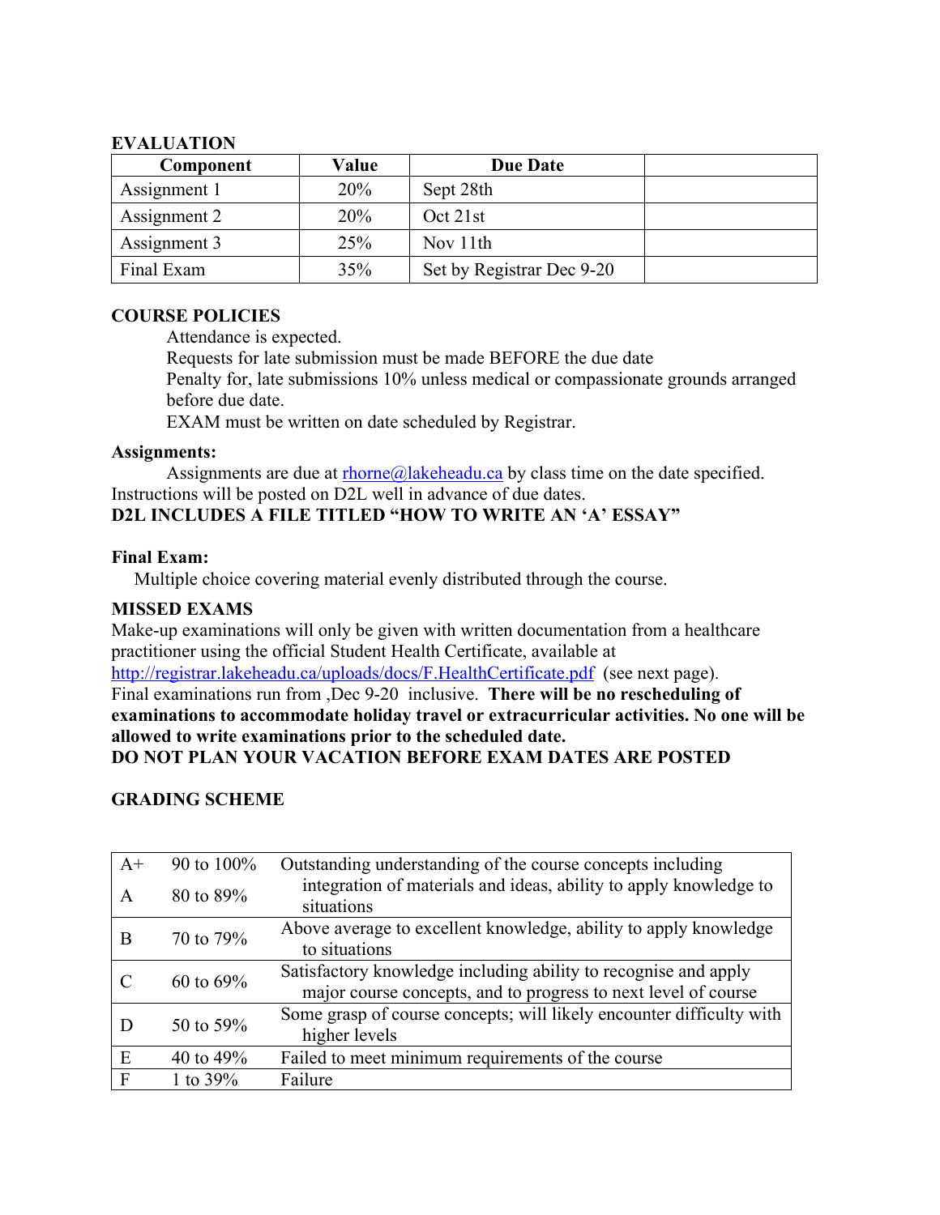**EVALUATION**

| Component | Value | Due Date | |
|---|---|---|---|
| Assignment 1 | 20% | Sept 28th | |
| Assignment 2 | 20% | Oct 21st | |
| Assignment 3 | 25% | Nov 11th | |
| Final Exam | 35% | Set by Registrar Dec 9-20 | |

**COURSE POLICIES**

Attendance is expected.
Requests for late submission must be made BEFORE the due date
Penalty for, late submissions 10% unless medical or compassionate grounds arranged before due date.
EXAM must be written on date scheduled by Registrar.

**Assignments:**

Assignments are due at [rhorne@lakeheadu.ca](mailto:rhorne@lakeheadu.ca) by class time on the date specified. Instructions will be posted on D2L well in advance of due dates.

**D2L INCLUDES A FILE TITLED "HOW TO WRITE AN 'A' ESSAY"**

**Final Exam:**

Multiple choice covering material evenly distributed through the course.

**MISSED EXAMS**

Make-up examinations will only be given with written documentation from a healthcare practitioner using the official Student Health Certificate, available at [http://registrar.lakeheadu.ca/uploads/docs/F.HealthCertificate.pdf](http://registrar.lakeheadu.ca/uploads/docs/F.HealthCertificate.pdf) (see next page).
Final examinations run from ,Dec 9-20 inclusive. **There will be no rescheduling of examinations to accommodate holiday travel or extracurricular activities. No one will be allowed to write examinations prior to the scheduled date.**
**DO NOT PLAN YOUR VACATION BEFORE EXAM DATES ARE POSTED**

**GRADING SCHEME**

| | | |
|---|---|---|
| A+<br>A | 90 to 100%<br>80 to 89% | Outstanding understanding of the course concepts including integration of materials and ideas, ability to apply knowledge to situations |
| B | 70 to 79% | Above average to excellent knowledge, ability to apply knowledge to situations |
| C | 60 to 69% | Satisfactory knowledge including ability to recognise and apply major course concepts, and to progress to next level of course |
| D | 50 to 59% | Some grasp of course concepts; will likely encounter difficulty with higher levels |
| E | 40 to 49% | Failed to meet minimum requirements of the course |
| F | 1 to 39% | Failure |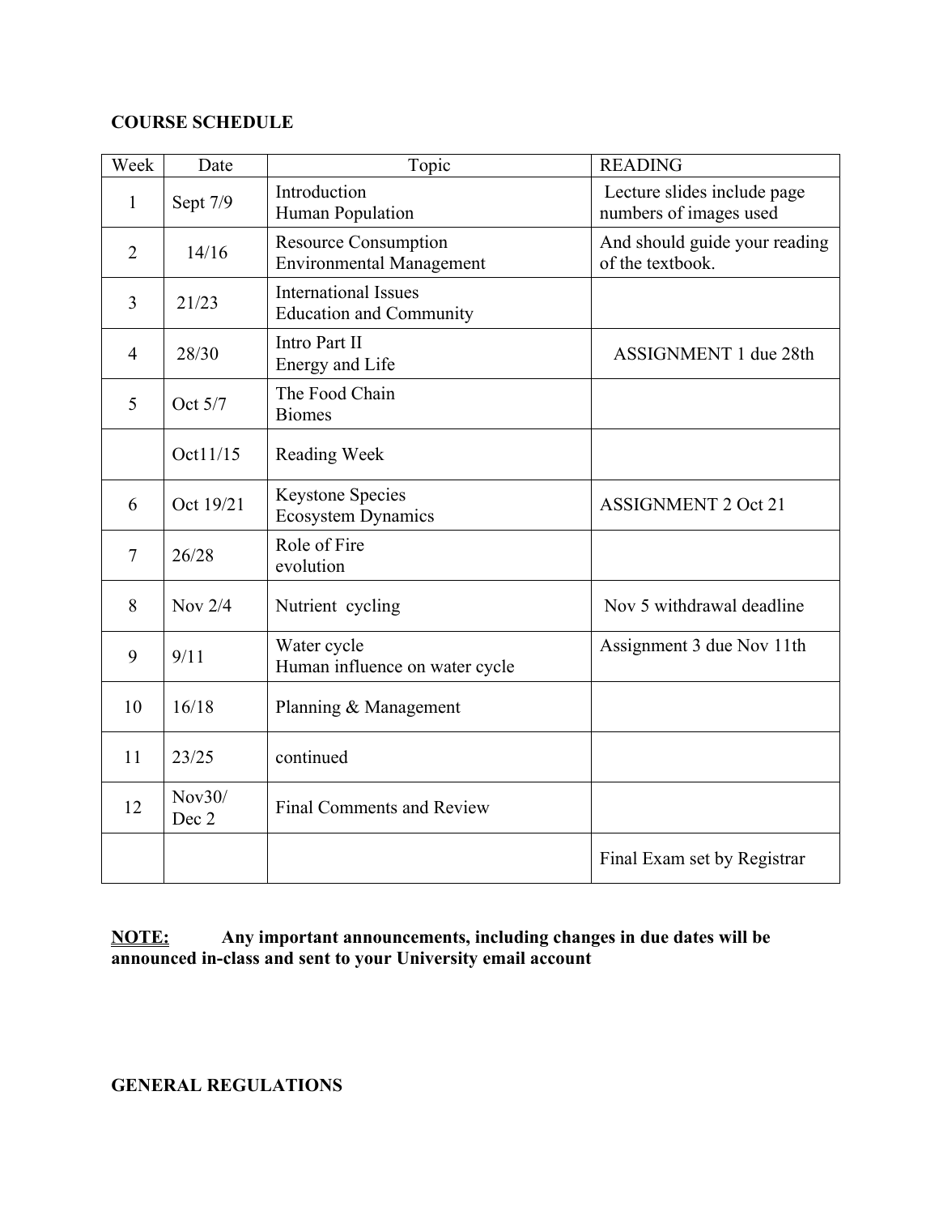**COURSE SCHEDULE**

| Week | Date | Topic | READING |
|---|---|---|---|
| 1 | Sept 7/9 | Introduction<br>Human Population | Lecture slides include page numbers of images used |
| 2 | 14/16 | Resource Consumption<br>Environmental Management | And should guide your reading of the textbook. |
| 3 | 21/23 | International Issues<br>Education and Community | |
| 4 | 28/30 | Intro Part II<br>Energy and Life | ASSIGNMENT 1 due 28th |
| 5 | Oct 5/7 | The Food Chain<br>Biomes | |
| | Oct11/15 | Reading Week | |
| 6 | Oct 19/21 | Keystone Species<br>Ecosystem Dynamics | ASSIGNMENT 2 Oct 21 |
| 7 | 26/28 | Role of Fire<br>evolution | |
| 8 | Nov 2/4 | Nutrient cycling | Nov 5 withdrawal deadline |
| 9 | 9/11 | Water cycle<br>Human influence on water cycle | Assignment 3 due Nov 11th |
| 10 | 16/18 | Planning & Management | |
| 11 | 23/25 | continued | |
| 12 | Nov30/<br>Dec 2 | Final Comments and Review | |
| | | | Final Exam set by Registrar |

**<u>NOTE:</u> Any important announcements, including changes in due dates will be announced in-class and sent to your University email account**

**GENERAL REGULATIONS**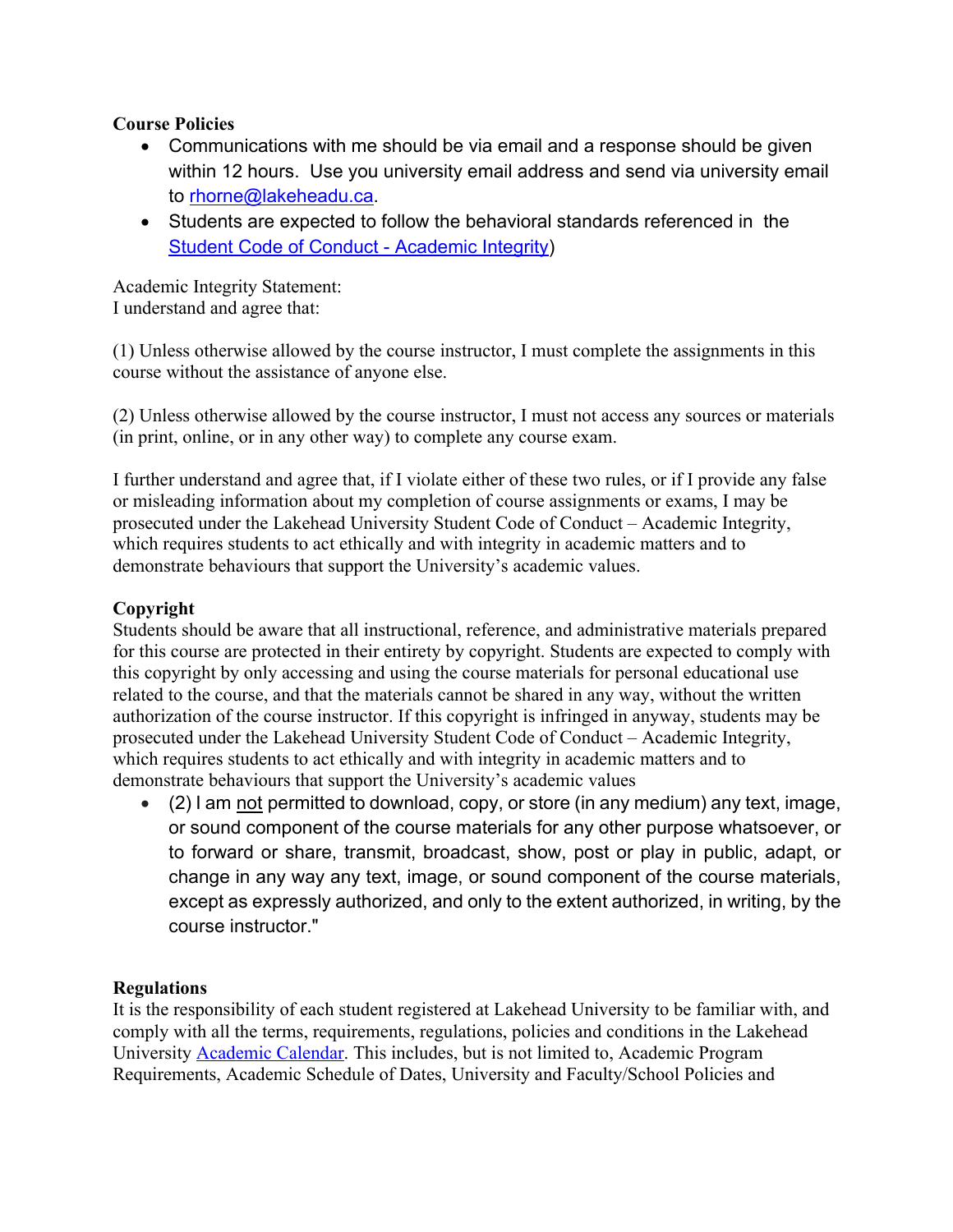**Course Policies**

- Communications with me should be via email and a response should be given within 12 hours. Use you university email address and send via university email to [rhorne@lakeheadu.ca](mailto:rhorne@lakeheadu.ca).
- Students are expected to follow the behavioral standards referenced in the [Student Code of Conduct - Academic Integrity](#))

Academic Integrity Statement:
I understand and agree that:

(1) Unless otherwise allowed by the course instructor, I must complete the assignments in this course without the assistance of anyone else.

(2) Unless otherwise allowed by the course instructor, I must not access any sources or materials (in print, online, or in any other way) to complete any course exam.

I further understand and agree that, if I violate either of these two rules, or if I provide any false or misleading information about my completion of course assignments or exams, I may be prosecuted under the Lakehead University Student Code of Conduct – Academic Integrity, which requires students to act ethically and with integrity in academic matters and to demonstrate behaviours that support the University's academic values.

**Copyright**

Students should be aware that all instructional, reference, and administrative materials prepared for this course are protected in their entirety by copyright. Students are expected to comply with this copyright by only accessing and using the course materials for personal educational use related to the course, and that the materials cannot be shared in any way, without the written authorization of the course instructor. If this copyright is infringed in anyway, students may be prosecuted under the Lakehead University Student Code of Conduct – Academic Integrity, which requires students to act ethically and with integrity in academic matters and to demonstrate behaviours that support the University's academic values

- (2) I am <u>not</u> permitted to download, copy, or store (in any medium) any text, image, or sound component of the course materials for any other purpose whatsoever, or to forward or share, transmit, broadcast, show, post or play in public, adapt, or change in any way any text, image, or sound component of the course materials, except as expressly authorized, and only to the extent authorized, in writing, by the course instructor."

**Regulations**

It is the responsibility of each student registered at Lakehead University to be familiar with, and comply with all the terms, requirements, regulations, policies and conditions in the Lakehead University [Academic Calendar](#). This includes, but is not limited to, Academic Program Requirements, Academic Schedule of Dates, University and Faculty/School Policies and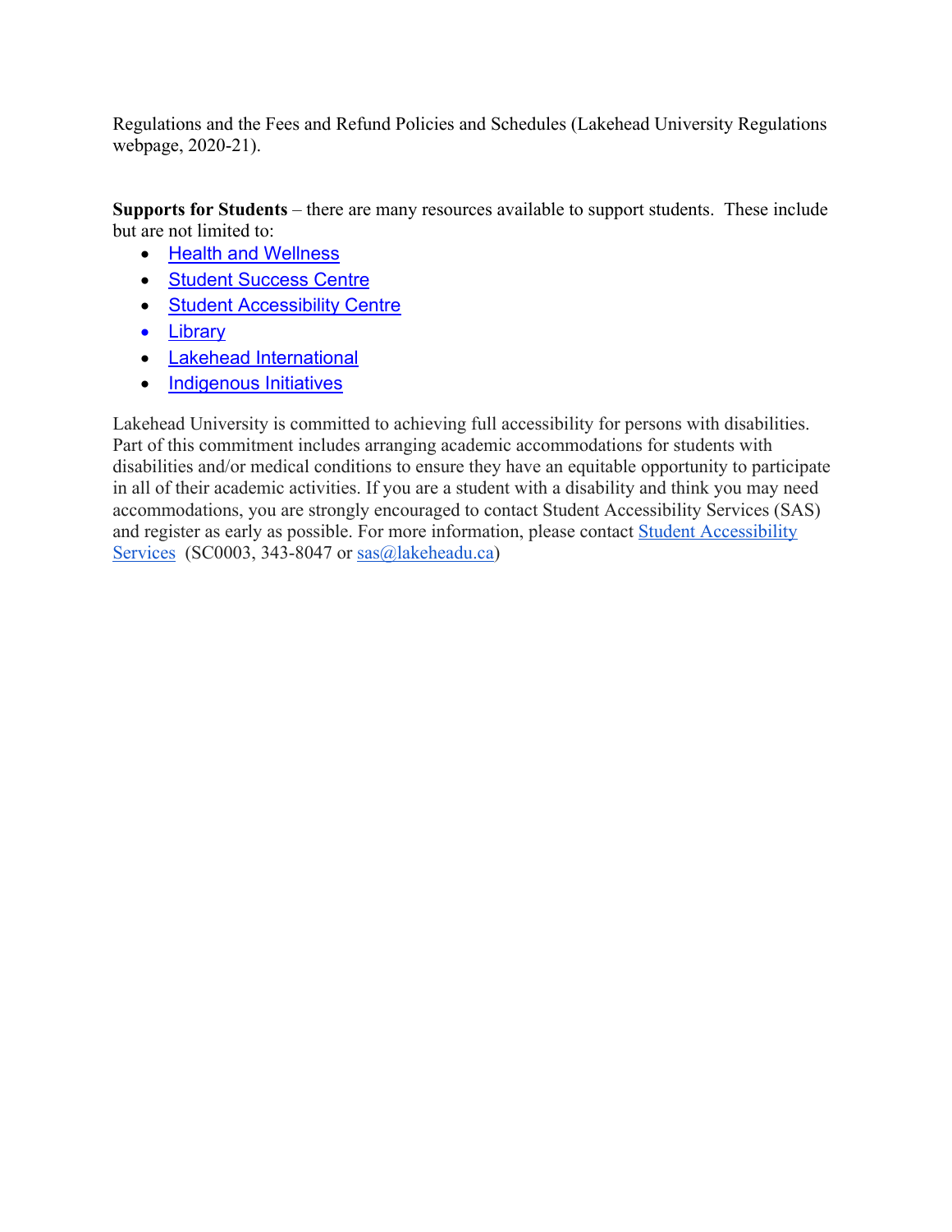Regulations and the Fees and Refund Policies and Schedules (Lakehead University Regulations webpage, 2020-21).

**Supports for Students** – there are many resources available to support students. These include but are not limited to:

- Health and Wellness
- Student Success Centre
- Student Accessibility Centre
- Library
- Lakehead International
- Indigenous Initiatives

Lakehead University is committed to achieving full accessibility for persons with disabilities. Part of this commitment includes arranging academic accommodations for students with disabilities and/or medical conditions to ensure they have an equitable opportunity to participate in all of their academic activities. If you are a student with a disability and think you may need accommodations, you are strongly encouraged to contact Student Accessibility Services (SAS) and register as early as possible. For more information, please contact Student Accessibility Services (SC0003, 343-8047 or sas@lakeheadu.ca)